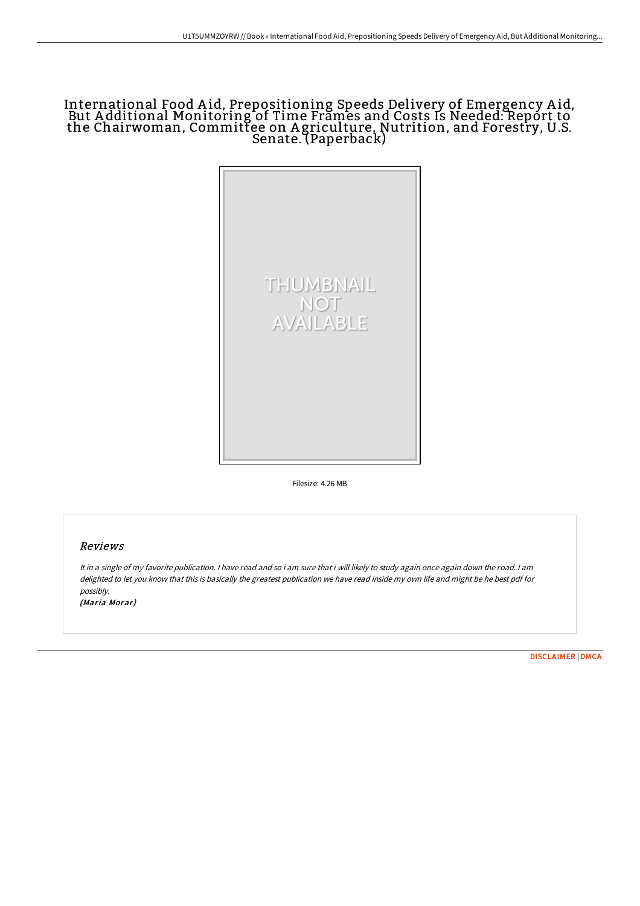# International Food Aid, Prepositioning Speeds Delivery of Emergency Aid, But Additional Monitoring of Time Frames and Costs Is Needed: Report to the Chairwoman, Committee on Agriculture, Nutrition, and Forestry, U.S. Senate. (Paperback)

THUMBNAIL NOT AVAILABLE

Filesize: 4.26 MB

## Reviews

*It in a single of my favorite publication. I have read and so i am sure that i will likely to study again once again down the road. I am delighted to let you know that this is basically the greatest publication we have read inside my own life and might be he best pdf for possibly.*

*(Maria Morar)*

DISCLAIMER | DMCA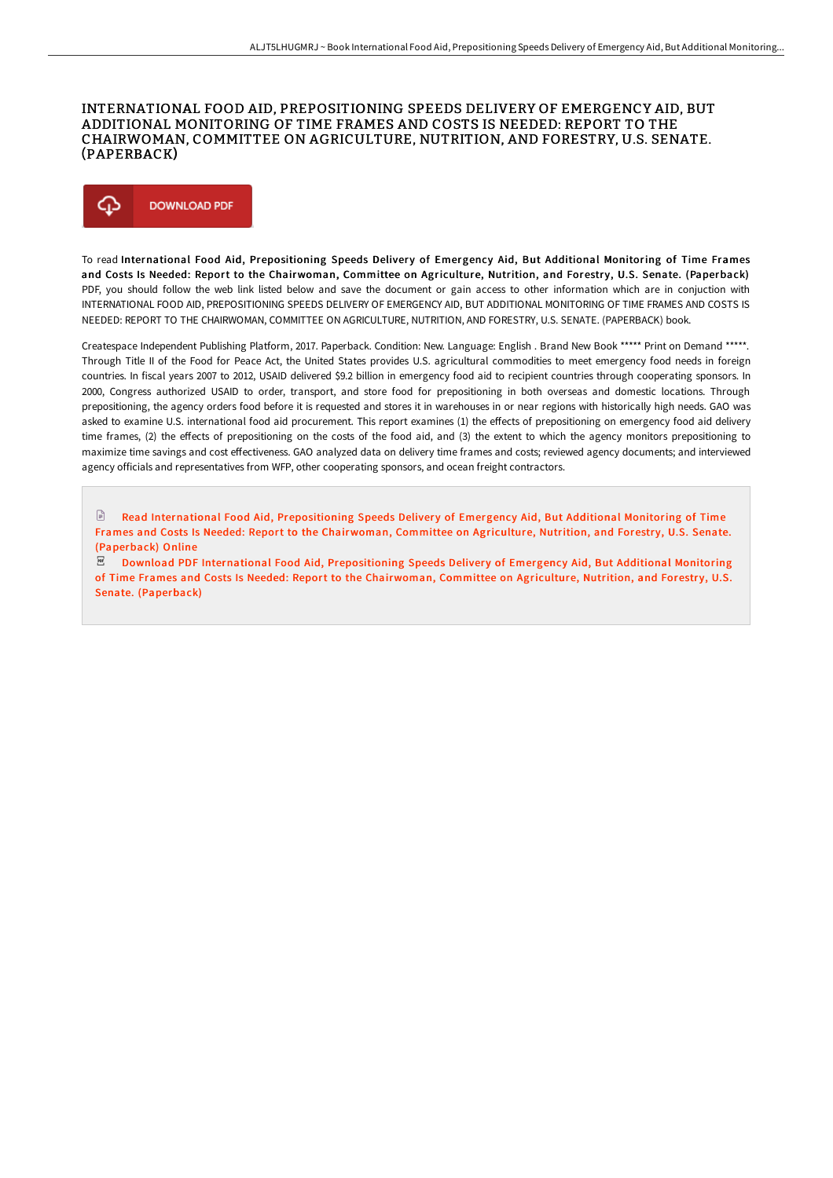# INTERNATIONAL FOOD AID, PREPOSITIONING SPEEDS DELIVERY OF EMERGENCY AID, BUT ADDITIONAL MONITORING OF TIME FRAMES AND COSTS IS NEEDED: REPORT TO THE CHAIRWOMAN, COMMITTEE ON AGRICULTURE, NUTRITION, AND FORESTRY, U.S. SENATE. (PAPERBACK)

DOWNLOAD PDF

To read **International Food Aid, Prepositioning Speeds Delivery of Emergency Aid, But Additional Monitoring of Time Frames and Costs Is Needed: Report to the Chairwoman, Committee on Agriculture, Nutrition, and Forestry, U.S. Senate. (Paperback)** PDF, you should follow the web link listed below and save the document or gain access to other information which are in conjuction with INTERNATIONAL FOOD AID, PREPOSITIONING SPEEDS DELIVERY OF EMERGENCY AID, BUT ADDITIONAL MONITORING OF TIME FRAMES AND COSTS IS NEEDED: REPORT TO THE CHAIRWOMAN, COMMITTEE ON AGRICULTURE, NUTRITION, AND FORESTRY, U.S. SENATE. (PAPERBACK) book.

Createspace Independent Publishing Platform, 2017. Paperback. Condition: New. Language: English . Brand New Book ***** Print on Demand *****. Through Title II of the Food for Peace Act, the United States provides U.S. agricultural commodities to meet emergency food needs in foreign countries. In fiscal years 2007 to 2012, USAID delivered $9.2 billion in emergency food aid to recipient countries through cooperating sponsors. In 2000, Congress authorized USAID to order, transport, and store food for prepositioning in both overseas and domestic locations. Through prepositioning, the agency orders food before it is requested and stores it in warehouses in or near regions with historically high needs. GAO was asked to examine U.S. international food aid procurement. This report examines (1) the effects of prepositioning on emergency food aid delivery time frames, (2) the effects of prepositioning on the costs of the food aid, and (3) the extent to which the agency monitors prepositioning to maximize time savings and cost effectiveness. GAO analyzed data on delivery time frames and costs; reviewed agency documents; and interviewed agency officials and representatives from WFP, other cooperating sponsors, and ocean freight contractors.

Read International Food Aid, Prepositioning Speeds Delivery of Emergency Aid, But Additional Monitoring of Time Frames and Costs Is Needed: Report to the Chairwoman, Committee on Agriculture, Nutrition, and Forestry, U.S. Senate. (Paperback) Online

Download PDF International Food Aid, Prepositioning Speeds Delivery of Emergency Aid, But Additional Monitoring of Time Frames and Costs Is Needed: Report to the Chairwoman, Committee on Agriculture, Nutrition, and Forestry, U.S. Senate. (Paperback)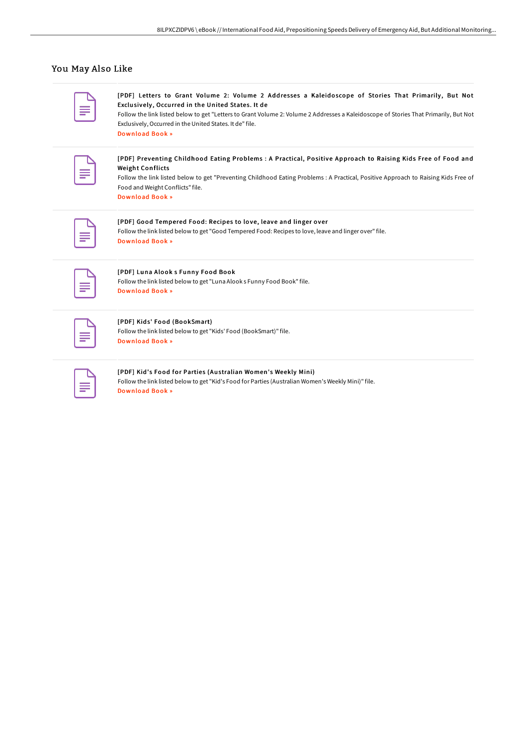## You May Also Like

**[PDF] Letters to Grant Volume 2: Volume 2 Addresses a Kaleidoscope of Stories That Primarily, But Not Exclusively, Occurred in the United States. It de**

Follow the link listed below to get "Letters to Grant Volume 2: Volume 2 Addresses a Kaleidoscope of Stories That Primarily, But Not Exclusively, Occurred in the United States. It de" file.

Download Book »

**[PDF] Preventing Childhood Eating Problems : A Practical, Positive Approach to Raising Kids Free of Food and Weight Conflicts**

Follow the link listed below to get "Preventing Childhood Eating Problems : A Practical, Positive Approach to Raising Kids Free of Food and Weight Conflicts" file.

Download Book »

**[PDF] Good Tempered Food: Recipes to love, leave and linger over**

Follow the link listed below to get "Good Tempered Food: Recipes to love, leave and linger over" file.

Download Book »

**[PDF] Luna Alook s Funny Food Book**

Follow the link listed below to get "Luna Alook s Funny Food Book" file.

Download Book »

**[PDF] Kids' Food (BookSmart)**

Follow the link listed below to get "Kids' Food (BookSmart)" file.

Download Book »

**[PDF] Kid's Food for Parties (Australian Women's Weekly Mini)**

Follow the link listed below to get "Kid's Food for Parties (Australian Women's Weekly Mini)" file.

Download Book »